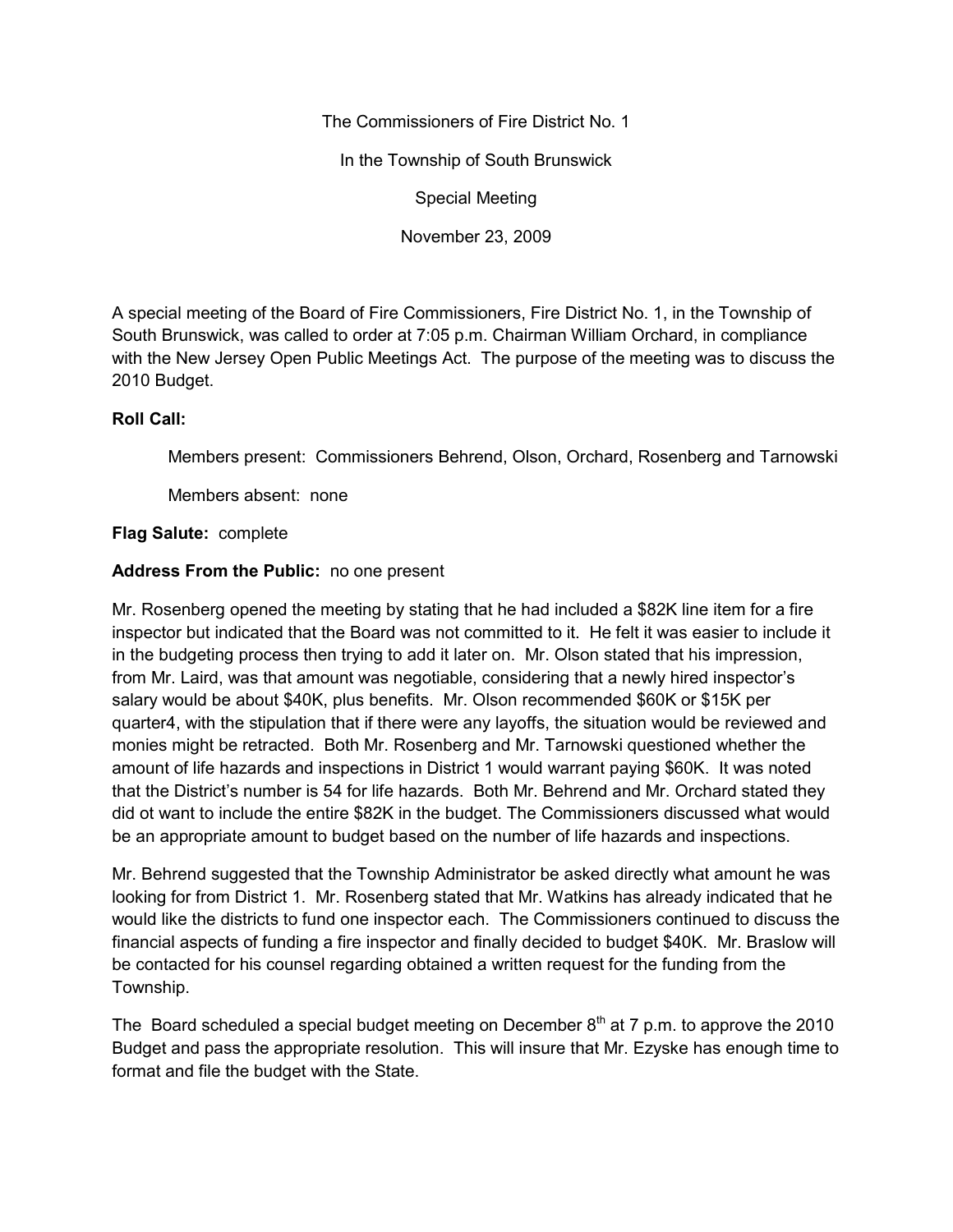The Commissioners of Fire District No. 1

In the Township of South Brunswick

Special Meeting

November 23, 2009

A special meeting of the Board of Fire Commissioners, Fire District No. 1, in the Township of South Brunswick, was called to order at 7:05 p.m. Chairman William Orchard, in compliance with the New Jersey Open Public Meetings Act. The purpose of the meeting was to discuss the 2010 Budget.

**Roll Call:**

Members present: Commissioners Behrend, Olson, Orchard, Rosenberg and Tarnowski

Members absent: none

**Flag Salute:** complete

**Address From the Public:** no one present

Mr. Rosenberg opened the meeting by stating that he had included a $82K line item for a fire inspector but indicated that the Board was not committed to it. He felt it was easier to include it in the budgeting process then trying to add it later on. Mr. Olson stated that his impression, from Mr. Laird, was that amount was negotiable, considering that a newly hired inspector's salary would be about $40K, plus benefits. Mr. Olson recommended $60K or $15K per quarter4, with the stipulation that if there were any layoffs, the situation would be reviewed and monies might be retracted. Both Mr. Rosenberg and Mr. Tarnowski questioned whether the amount of life hazards and inspections in District 1 would warrant paying $60K. It was noted that the District's number is 54 for life hazards. Both Mr. Behrend and Mr. Orchard stated they did ot want to include the entire $82K in the budget. The Commissioners discussed what would be an appropriate amount to budget based on the number of life hazards and inspections.

Mr. Behrend suggested that the Township Administrator be asked directly what amount he was looking for from District 1. Mr. Rosenberg stated that Mr. Watkins has already indicated that he would like the districts to fund one inspector each. The Commissioners continued to discuss the financial aspects of funding a fire inspector and finally decided to budget $40K. Mr. Braslow will be contacted for his counsel regarding obtained a written request for the funding from the Township.

The Board scheduled a special budget meeting on December 8th at 7 p.m. to approve the 2010 Budget and pass the appropriate resolution. This will insure that Mr. Ezyske has enough time to format and file the budget with the State.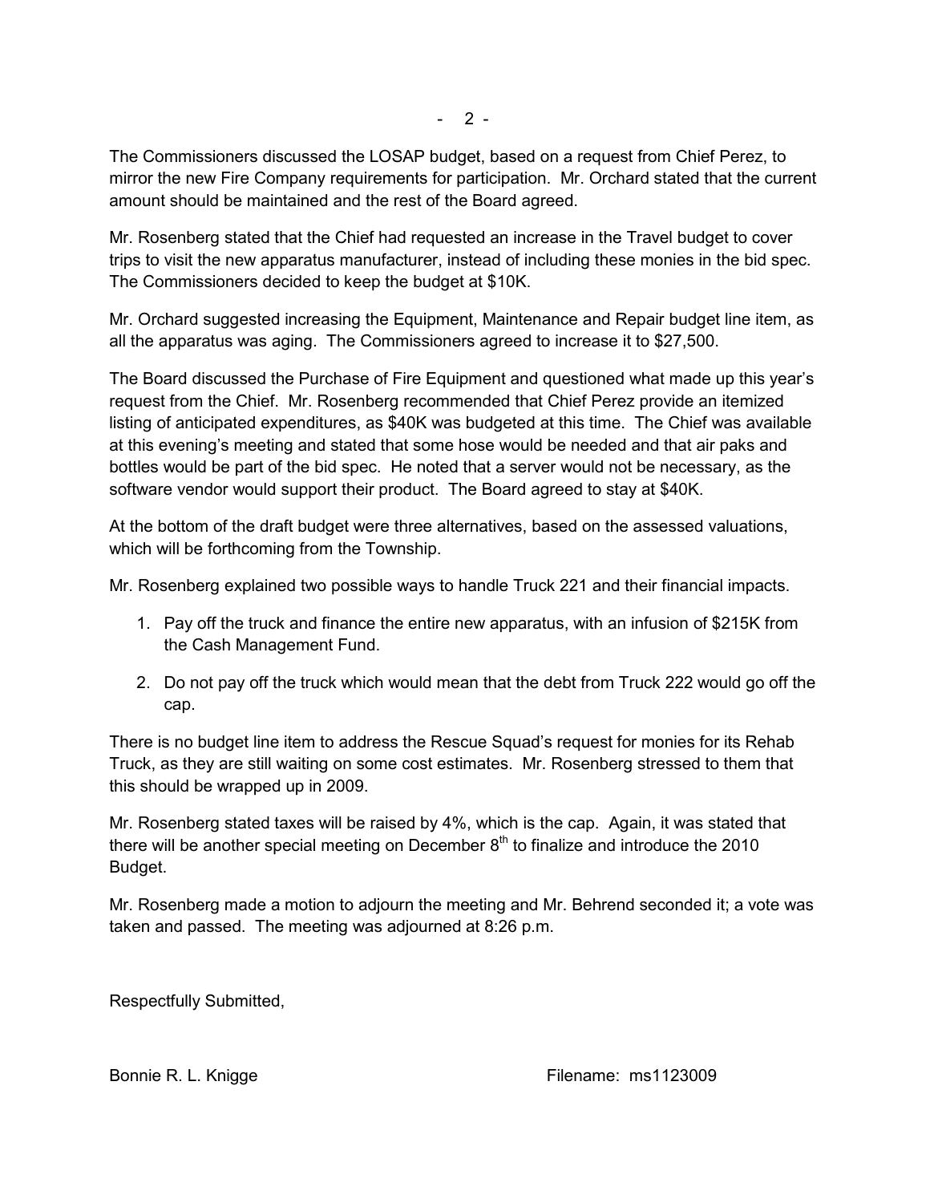The Commissioners discussed the LOSAP budget, based on a request from Chief Perez, to mirror the new Fire Company requirements for participation. Mr. Orchard stated that the current amount should be maintained and the rest of the Board agreed.

Mr. Rosenberg stated that the Chief had requested an increase in the Travel budget to cover trips to visit the new apparatus manufacturer, instead of including these monies in the bid spec. The Commissioners decided to keep the budget at $10K.

Mr. Orchard suggested increasing the Equipment, Maintenance and Repair budget line item, as all the apparatus was aging. The Commissioners agreed to increase it to $27,500.

The Board discussed the Purchase of Fire Equipment and questioned what made up this year's request from the Chief. Mr. Rosenberg recommended that Chief Perez provide an itemized listing of anticipated expenditures, as $40K was budgeted at this time. The Chief was available at this evening's meeting and stated that some hose would be needed and that air paks and bottles would be part of the bid spec. He noted that a server would not be necessary, as the software vendor would support their product. The Board agreed to stay at $40K.

At the bottom of the draft budget were three alternatives, based on the assessed valuations, which will be forthcoming from the Township.

Mr. Rosenberg explained two possible ways to handle Truck 221 and their financial impacts.

1. Pay off the truck and finance the entire new apparatus, with an infusion of $215K from the Cash Management Fund.
2. Do not pay off the truck which would mean that the debt from Truck 222 would go off the cap.

There is no budget line item to address the Rescue Squad's request for monies for its Rehab Truck, as they are still waiting on some cost estimates. Mr. Rosenberg stressed to them that this should be wrapped up in 2009.

Mr. Rosenberg stated taxes will be raised by 4%, which is the cap. Again, it was stated that there will be another special meeting on December 8th to finalize and introduce the 2010 Budget.

Mr. Rosenberg made a motion to adjourn the meeting and Mr. Behrend seconded it; a vote was taken and passed. The meeting was adjourned at 8:26 p.m.

Respectfully Submitted,

Bonnie R. L. Knigge

Filename: ms1123009